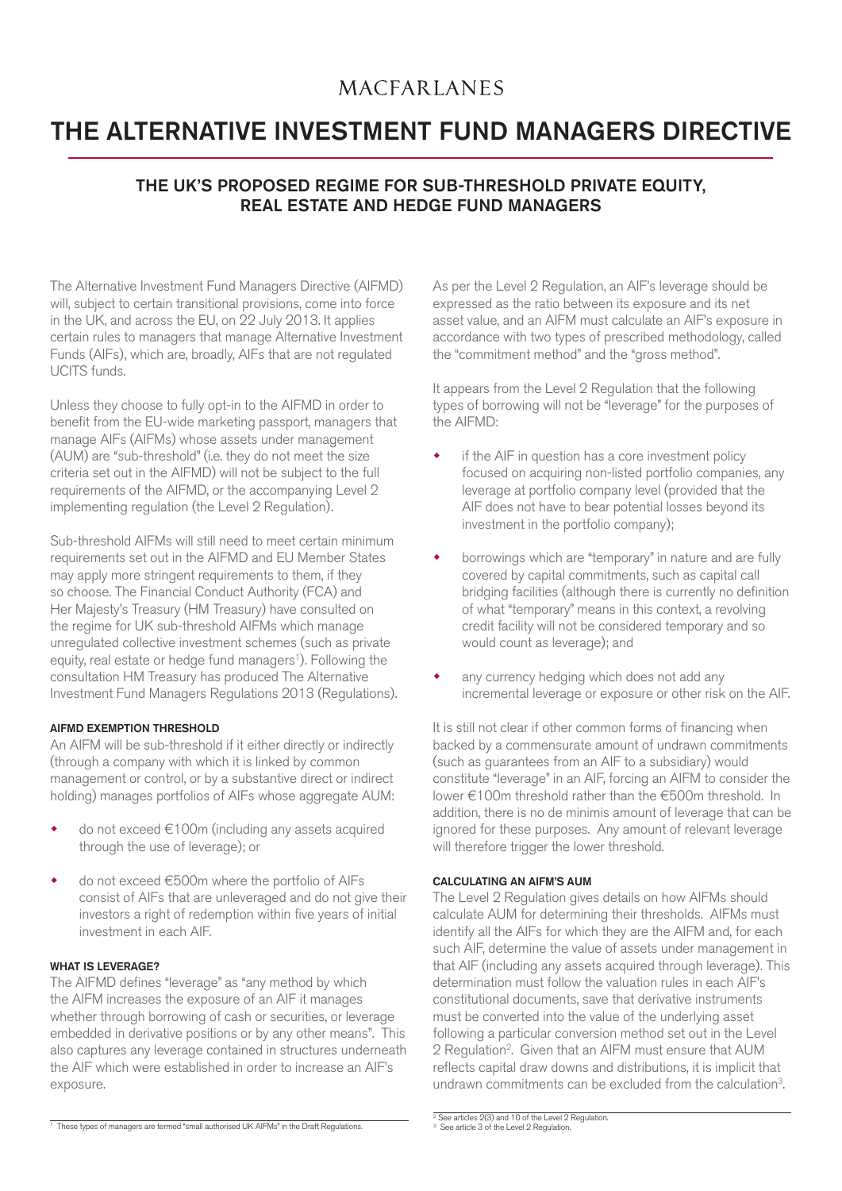MACFARLANES

# THE ALTERNATIVE INVESTMENT FUND MANAGERS DIRECTIVE

## THE UK'S PROPOSED REGIME FOR SUB-THRESHOLD PRIVATE EQUITY, REAL ESTATE AND HEDGE FUND MANAGERS

The Alternative Investment Fund Managers Directive (AIFMD) will, subject to certain transitional provisions, come into force in the UK, and across the EU, on 22 July 2013. It applies certain rules to managers that manage Alternative Investment Funds (AIFs), which are, broadly, AIFs that are not regulated UCITS funds.

Unless they choose to fully opt-in to the AIFMD in order to benefit from the EU-wide marketing passport, managers that manage AIFs (AIFMs) whose assets under management (AUM) are "sub-threshold" (i.e. they do not meet the size criteria set out in the AIFMD) will not be subject to the full requirements of the AIFMD, or the accompanying Level 2 implementing regulation (the Level 2 Regulation).

Sub-threshold AIFMs will still need to meet certain minimum requirements set out in the AIFMD and EU Member States may apply more stringent requirements to them, if they so choose. The Financial Conduct Authority (FCA) and Her Majesty's Treasury (HM Treasury) have consulted on the regime for UK sub-threshold AIFMs which manage unregulated collective investment schemes (such as private equity, real estate or hedge fund managers[1]). Following the consultation HM Treasury has produced The Alternative Investment Fund Managers Regulations 2013 (Regulations).

### AIFMD EXEMPTION THRESHOLD

An AIFM will be sub-threshold if it either directly or indirectly (through a company with which it is linked by common management or control, or by a substantive direct or indirect holding) manages portfolios of AIFs whose aggregate AUM:

- do not exceed €100m (including any assets acquired through the use of leverage); or
- do not exceed €500m where the portfolio of AIFs consist of AIFs that are unleveraged and do not give their investors a right of redemption within five years of initial investment in each AIF.

### WHAT IS LEVERAGE?

The AIFMD defines "leverage" as "any method by which the AIFM increases the exposure of an AIF it manages whether through borrowing of cash or securities, or leverage embedded in derivative positions or by any other means". This also captures any leverage contained in structures underneath the AIF which were established in order to increase an AIF's exposure.

As per the Level 2 Regulation, an AIF's leverage should be expressed as the ratio between its exposure and its net asset value, and an AIFM must calculate an AIF's exposure in accordance with two types of prescribed methodology, called the "commitment method" and the "gross method".

It appears from the Level 2 Regulation that the following types of borrowing will not be "leverage" for the purposes of the AIFMD:

- if the AIF in question has a core investment policy focused on acquiring non-listed portfolio companies, any leverage at portfolio company level (provided that the AIF does not have to bear potential losses beyond its investment in the portfolio company);
- borrowings which are "temporary" in nature and are fully covered by capital commitments, such as capital call bridging facilities (although there is currently no definition of what "temporary" means in this context, a revolving credit facility will not be considered temporary and so would count as leverage); and
- any currency hedging which does not add any incremental leverage or exposure or other risk on the AIF.

It is still not clear if other common forms of financing when backed by a commensurate amount of undrawn commitments (such as guarantees from an AIF to a subsidiary) would constitute "leverage" in an AIF, forcing an AIFM to consider the lower €100m threshold rather than the €500m threshold. In addition, there is no de minimis amount of leverage that can be ignored for these purposes. Any amount of relevant leverage will therefore trigger the lower threshold.

### CALCULATING AN AIFM'S AUM

The Level 2 Regulation gives details on how AIFMs should calculate AUM for determining their thresholds. AIFMs must identify all the AIFs for which they are the AIFM and, for each such AIF, determine the value of assets under management in that AIF (including any assets acquired through leverage). This determination must follow the valuation rules in each AIF's constitutional documents, save that derivative instruments must be converted into the value of the underlying asset following a particular conversion method set out in the Level 2 Regulation[2]. Given that an AIFM must ensure that AUM reflects capital draw downs and distributions, it is implicit that undrawn commitments can be excluded from the calculation[3].

[1] These types of managers are termed "small authorised UK AIFMs" in the Draft Regulations.

[2] See articles 2(3) and 10 of the Level 2 Regulation.

[3] See article 3 of the Level 2 Regulation.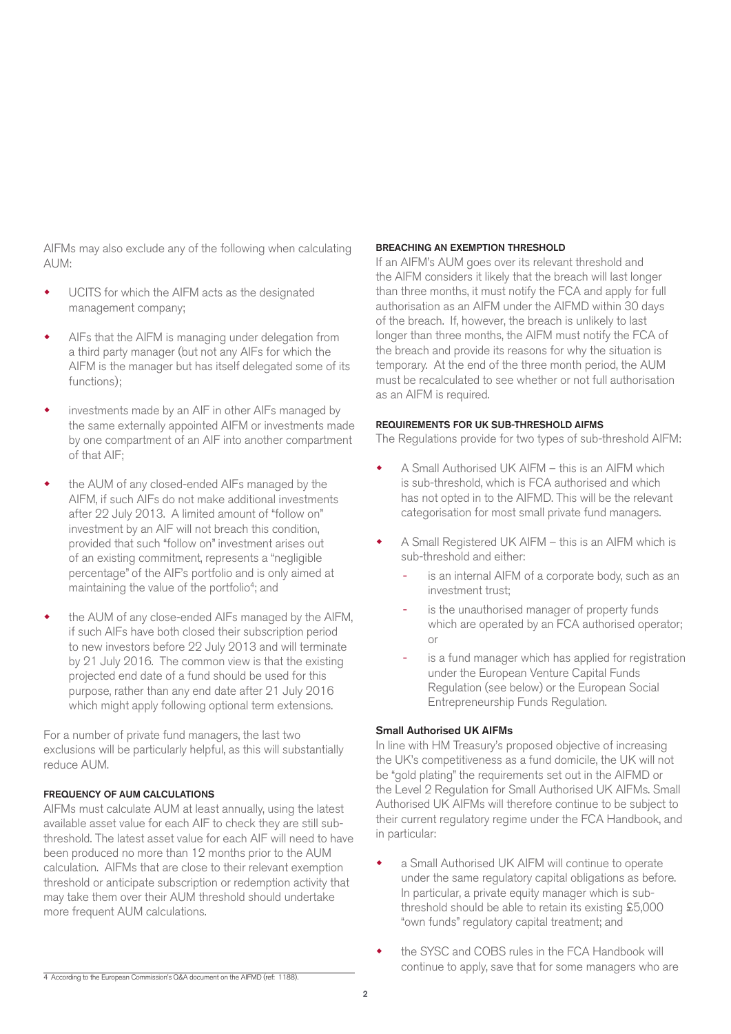AIFMs may also exclude any of the following when calculating AUM:

- UCITS for which the AIFM acts as the designated management company;
- AIFs that the AIFM is managing under delegation from a third party manager (but not any AIFs for which the AIFM is the manager but has itself delegated some of its functions);
- investments made by an AIF in other AIFs managed by the same externally appointed AIFM or investments made by one compartment of an AIF into another compartment of that AIF;
- the AUM of any closed-ended AIFs managed by the AIFM, if such AIFs do not make additional investments after 22 July 2013. A limited amount of "follow on" investment by an AIF will not breach this condition, provided that such "follow on" investment arises out of an existing commitment, represents a "negligible percentage" of the AIF's portfolio and is only aimed at maintaining the value of the portfolio[4]; and
- the AUM of any close-ended AIFs managed by the AIFM, if such AIFs have both closed their subscription period to new investors before 22 July 2013 and will terminate by 21 July 2016. The common view is that the existing projected end date of a fund should be used for this purpose, rather than any end date after 21 July 2016 which might apply following optional term extensions.

For a number of private fund managers, the last two exclusions will be particularly helpful, as this will substantially reduce AUM.

#### FREQUENCY OF AUM CALCULATIONS

AIFMs must calculate AUM at least annually, using the latest available asset value for each AIF to check they are still sub-threshold. The latest asset value for each AIF will need to have been produced no more than 12 months prior to the AUM calculation. AIFMs that are close to their relevant exemption threshold or anticipate subscription or redemption activity that may take them over their AUM threshold should undertake more frequent AUM calculations.

#### BREACHING AN EXEMPTION THRESHOLD

If an AIFM's AUM goes over its relevant threshold and the AIFM considers it likely that the breach will last longer than three months, it must notify the FCA and apply for full authorisation as an AIFM under the AIFMD within 30 days of the breach. If, however, the breach is unlikely to last longer than three months, the AIFM must notify the FCA of the breach and provide its reasons for why the situation is temporary. At the end of the three month period, the AUM must be recalculated to see whether or not full authorisation as an AIFM is required.

#### REQUIREMENTS FOR UK SUB-THRESHOLD AIFMS

The Regulations provide for two types of sub-threshold AIFM:

- A Small Authorised UK AIFM – this is an AIFM which is sub-threshold, which is FCA authorised and which has not opted in to the AIFMD. This will be the relevant categorisation for most small private fund managers.
- A Small Registered UK AIFM – this is an AIFM which is sub-threshold and either:
  - is an internal AIFM of a corporate body, such as an investment trust;
  - is the unauthorised manager of property funds which are operated by an FCA authorised operator; or
  - is a fund manager which has applied for registration under the European Venture Capital Funds Regulation (see below) or the European Social Entrepreneurship Funds Regulation.

#### Small Authorised UK AIFMs

In line with HM Treasury's proposed objective of increasing the UK's competitiveness as a fund domicile, the UK will not be "gold plating" the requirements set out in the AIFMD or the Level 2 Regulation for Small Authorised UK AIFMs. Small Authorised UK AIFMs will therefore continue to be subject to their current regulatory regime under the FCA Handbook, and in particular:

- a Small Authorised UK AIFM will continue to operate under the same regulatory capital obligations as before. In particular, a private equity manager which is sub-threshold should be able to retain its existing £5,000 "own funds" regulatory capital treatment; and
- the SYSC and COBS rules in the FCA Handbook will continue to apply, save that for some managers who are

[4] According to the European Commission's Q&A document on the AIFMD (ref: 1188).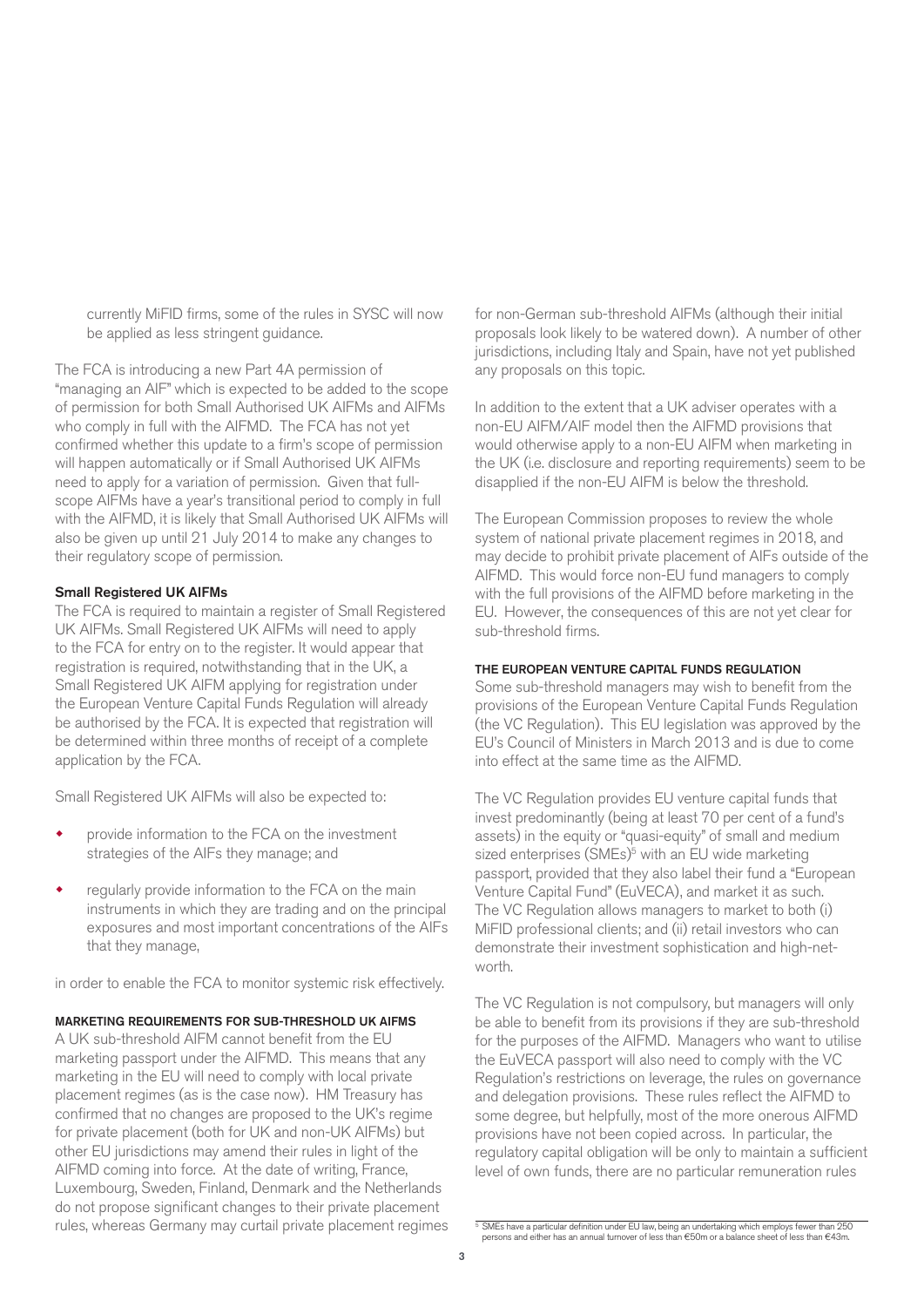currently MiFID firms, some of the rules in SYSC will now be applied as less stringent guidance.

The FCA is introducing a new Part 4A permission of "managing an AIF" which is expected to be added to the scope of permission for both Small Authorised UK AIFMs and AIFMs who comply in full with the AIFMD. The FCA has not yet confirmed whether this update to a firm's scope of permission will happen automatically or if Small Authorised UK AIFMs need to apply for a variation of permission. Given that full-scope AIFMs have a year's transitional period to comply in full with the AIFMD, it is likely that Small Authorised UK AIFMs will also be given up until 21 July 2014 to make any changes to their regulatory scope of permission.

**Small Registered UK AIFMs**

The FCA is required to maintain a register of Small Registered UK AIFMs. Small Registered UK AIFMs will need to apply to the FCA for entry on to the register. It would appear that registration is required, notwithstanding that in the UK, a Small Registered UK AIFM applying for registration under the European Venture Capital Funds Regulation will already be authorised by the FCA. It is expected that registration will be determined within three months of receipt of a complete application by the FCA.

Small Registered UK AIFMs will also be expected to:

- provide information to the FCA on the investment strategies of the AIFs they manage; and
- regularly provide information to the FCA on the main instruments in which they are trading and on the principal exposures and most important concentrations of the AIFs that they manage,

in order to enable the FCA to monitor systemic risk effectively.

## MARKETING REQUIREMENTS FOR SUB-THRESHOLD UK AIFMS

A UK sub-threshold AIFM cannot benefit from the EU marketing passport under the AIFMD. This means that any marketing in the EU will need to comply with local private placement regimes (as is the case now). HM Treasury has confirmed that no changes are proposed to the UK's regime for private placement (both for UK and non-UK AIFMs) but other EU jurisdictions may amend their rules in light of the AIFMD coming into force. At the date of writing, France, Luxembourg, Sweden, Finland, Denmark and the Netherlands do not propose significant changes to their private placement rules, whereas Germany may curtail private placement regimes for non-German sub-threshold AIFMs (although their initial proposals look likely to be watered down). A number of other jurisdictions, including Italy and Spain, have not yet published any proposals on this topic.

In addition to the extent that a UK adviser operates with a non-EU AIFM/AIF model then the AIFMD provisions that would otherwise apply to a non-EU AIFM when marketing in the UK (i.e. disclosure and reporting requirements) seem to be disapplied if the non-EU AIFM is below the threshold.

The European Commission proposes to review the whole system of national private placement regimes in 2018, and may decide to prohibit private placement of AIFs outside of the AIFMD. This would force non-EU fund managers to comply with the full provisions of the AIFMD before marketing in the EU. However, the consequences of this are not yet clear for sub-threshold firms.

## THE EUROPEAN VENTURE CAPITAL FUNDS REGULATION

Some sub-threshold managers may wish to benefit from the provisions of the European Venture Capital Funds Regulation (the VC Regulation). This EU legislation was approved by the EU's Council of Ministers in March 2013 and is due to come into effect at the same time as the AIFMD.

The VC Regulation provides EU venture capital funds that invest predominantly (being at least 70 per cent of a fund's assets) in the equity or "quasi-equity" of small and medium sized enterprises (SMEs)[5] with an EU wide marketing passport, provided that they also label their fund a "European Venture Capital Fund" (EuVECA), and market it as such. The VC Regulation allows managers to market to both (i) MiFID professional clients; and (ii) retail investors who can demonstrate their investment sophistication and high-net-worth.

The VC Regulation is not compulsory, but managers will only be able to benefit from its provisions if they are sub-threshold for the purposes of the AIFMD. Managers who want to utilise the EuVECA passport will also need to comply with the VC Regulation's restrictions on leverage, the rules on governance and delegation provisions. These rules reflect the AIFMD to some degree, but helpfully, most of the more onerous AIFMD provisions have not been copied across. In particular, the regulatory capital obligation will be only to maintain a sufficient level of own funds, there are no particular remuneration rules

[5] SMEs have a particular definition under EU law, being an undertaking which employs fewer than 250 persons and either has an annual turnover of less than €50m or a balance sheet of less than €43m.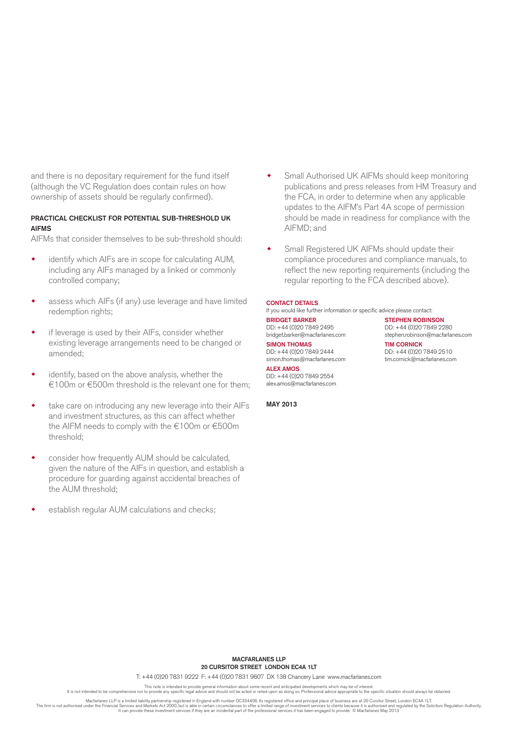and there is no depositary requirement for the fund itself (although the VC Regulation does contain rules on how ownership of assets should be regularly confirmed).

#### PRACTICAL CHECKLIST FOR POTENTIAL SUB-THRESHOLD UK AIFMS

AIFMs that consider themselves to be sub-threshold should:

- identify which AIFs are in scope for calculating AUM, including any AIFs managed by a linked or commonly controlled company;
- assess which AIFs (if any) use leverage and have limited redemption rights;
- if leverage is used by their AIFs, consider whether existing leverage arrangements need to be changed or amended;
- identify, based on the above analysis, whether the €100m or €500m threshold is the relevant one for them;
- take care on introducing any new leverage into their AIFs and investment structures, as this can affect whether the AIFM needs to comply with the €100m or €500m threshold;
- consider how frequently AUM should be calculated, given the nature of the AIFs in question, and establish a procedure for guarding against accidental breaches of the AUM threshold;
- establish regular AUM calculations and checks;
- Small Authorised UK AIFMs should keep monitoring publications and press releases from HM Treasury and the FCA, in order to determine when any applicable updates to the AIFM's Part 4A scope of permission should be made in readiness for compliance with the AIFMD; and
- Small Registered UK AIFMs should update their compliance procedures and compliance manuals, to reflect the new reporting requirements (including the regular reporting to the FCA described above).

#### CONTACT DETAILS

If you would like further information or specific advice please contact:

**BRIDGET BARKER**
DD: +44 (0)20 7849 2495
bridget.barker@macfarlanes.com

**SIMON THOMAS**
DD: +44 (0)20 7849 2444
simon.thomas@macfarlanes.com

**ALEX AMOS**
DD: +44 (0)20 7849 2554
alex.amos@macfarlanes.com

**STEPHEN ROBINSON**
DD: +44 (0)20 7849 2280
stephen.robinson@macfarlanes.com

**TIM CORNICK**
DD: +44 (0)20 7849 2510
tim.cornick@macfarlanes.com

**MAY 2013**

**MACFARLANES LLP**
**20 CURSITOR STREET LONDON EC4A 1LT**

T: +44 (0)20 7831 9222 F: +44 (0)20 7831 9607 DX 138 Chancery Lane www.macfarlanes.com

This note is intended to provide general information about some recent and anticipated developments which may be of interest.
It is not intended to be comprehensive nor to provide any specific legal advice and should not be acted or relied upon as doing so. Professional advice appropriate to the specific situation should always be obtained.

Macfarlanes LLP is a limited liability partnership registered in England with number OC334406. Its registered office and principal place of business are at 20 Cursitor Street, London EC4A 1LT.
The firm is not authorised under the Financial Services and Markets Act 2000, but is able in certain circumstances to offer a limited range of investment services to clients because it is authorised and regulated by the Solicitors Regulation Authority.
It can provide these investment services if they are an incidental part of the professional services it has been engaged to provide. © Macfarlanes May 2013